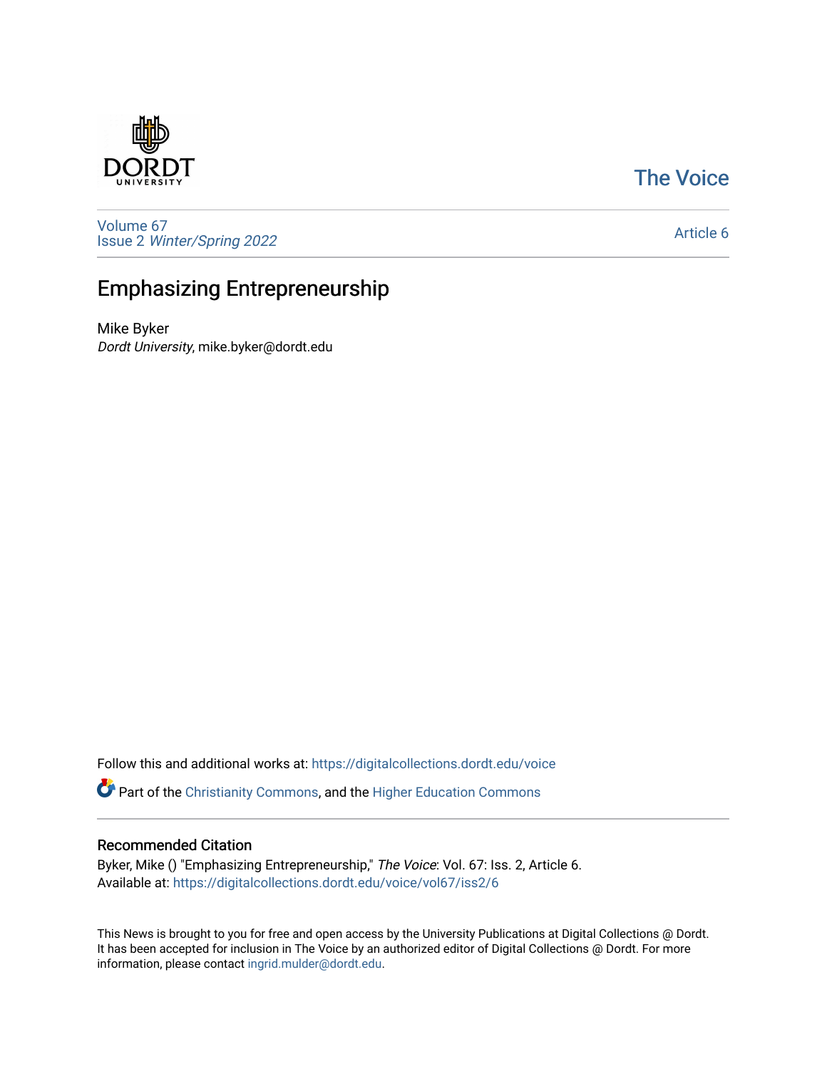The Voice

Volume 67
Issue 2 *Winter/Spring 2022*

Article 6

# Emphasizing Entrepreneurship

Mike Byker
*Dordt University*, mike.byker@dordt.edu

Follow this and additional works at: https://digitalcollections.dordt.edu/voice

Part of the Christianity Commons, and the Higher Education Commons

## Recommended Citation

Byker, Mike () "Emphasizing Entrepreneurship," *The Voice*: Vol. 67: Iss. 2, Article 6.
Available at: https://digitalcollections.dordt.edu/voice/vol67/iss2/6

This News is brought to you for free and open access by the University Publications at Digital Collections @ Dordt. It has been accepted for inclusion in The Voice by an authorized editor of Digital Collections @ Dordt. For more information, please contact ingrid.mulder@dordt.edu.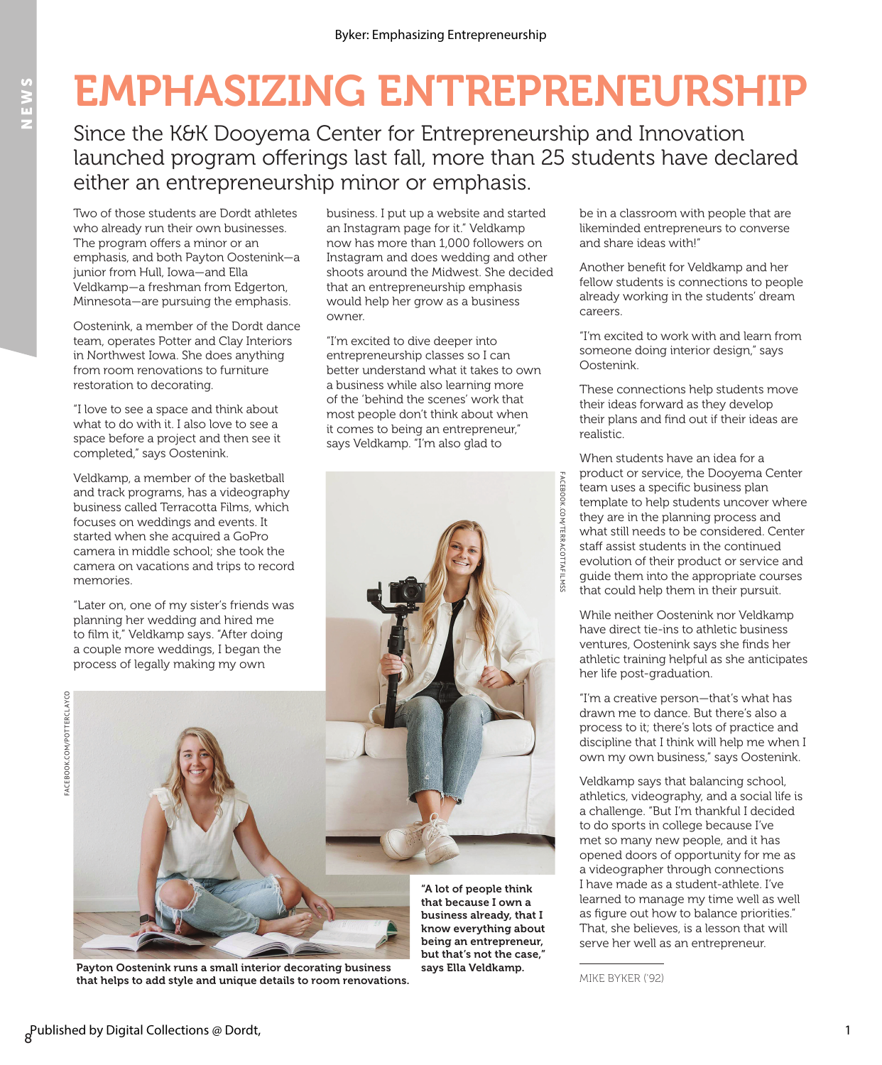# EMPHASIZING ENTREPRENEURSHIP

Since the K&K Dooyema Center for Entrepreneurship and Innovation launched program offerings last fall, more than 25 students have declared either an entrepreneurship minor or emphasis.

Two of those students are Dordt athletes who already run their own businesses. The program offers a minor or an emphasis, and both Payton Oostenink—a junior from Hull, Iowa—and Ella Veldkamp—a freshman from Edgerton, Minnesota—are pursuing the emphasis.

Oostenink, a member of the Dordt dance team, operates Potter and Clay Interiors in Northwest Iowa. She does anything from room renovations to furniture restoration to decorating.

"I love to see a space and think about what to do with it. I also love to see a space before a project and then see it completed," says Oostenink.

Veldkamp, a member of the basketball and track programs, has a videography business called Terracotta Films, which focuses on weddings and events. It started when she acquired a GoPro camera in middle school; she took the camera on vacations and trips to record memories.

"Later on, one of my sister's friends was planning her wedding and hired me to film it," Veldkamp says. "After doing a couple more weddings, I began the process of legally making my own business. I put up a website and started an Instagram page for it." Veldkamp now has more than 1,000 followers on Instagram and does wedding and other shoots around the Midwest. She decided that an entrepreneurship emphasis would help her grow as a business owner.

"I'm excited to dive deeper into entrepreneurship classes so I can better understand what it takes to own a business while also learning more of the 'behind the scenes' work that most people don't think about when it comes to being an entrepreneur," says Veldkamp. "I'm also glad to be in a classroom with people that are likeminded entrepreneurs to converse and share ideas with!"

Another benefit for Veldkamp and her fellow students is connections to people already working in the students' dream careers.

"I'm excited to work with and learn from someone doing interior design," says Oostenink.

These connections help students move their ideas forward as they develop their plans and find out if their ideas are realistic.

When students have an idea for a product or service, the Dooyema Center team uses a specific business plan template to help students uncover where they are in the planning process and what still needs to be considered. Center staff assist students in the continued evolution of their product or service and guide them into the appropriate courses that could help them in their pursuit.

While neither Oostenink nor Veldkamp have direct tie-ins to athletic business ventures, Oostenink says she finds her athletic training helpful as she anticipates her life post-graduation.

"I'm a creative person—that's what has drawn me to dance. But there's also a process to it; there's lots of practice and discipline that I think will help me when I own my own business," says Oostenink.

Veldkamp says that balancing school, athletics, videography, and a social life is a challenge. "But I'm thankful I decided to do sports in college because I've met so many new people, and it has opened doors of opportunity for me as a videographer through connections I have made as a student-athlete. I've learned to manage my time well as well as figure out how to balance priorities." That, she believes, is a lesson that will serve her well as an entrepreneur.

MIKE BYKER ('92)

FACEBOOK.COM/POTTERCLAYCO

**Payton Oostenink runs a small interior decorating business that helps to add style and unique details to room renovations.**

FACEBOOK.COM/TERRACOTTAFILMSS

**"A lot of people think that because I own a business already, that I know everything about being an entrepreneur, but that's not the case," says Ella Veldkamp.**